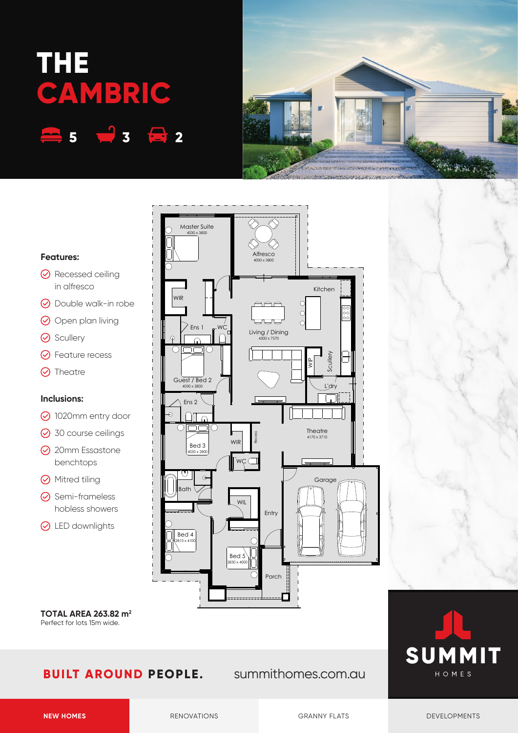# THE CAMBRIC

5 3 2

Master Suite
4030 x 3800

Alfresco
4000 x 3800

WIR

Ens 1

WC

Kitchen

Living / Dining
4500 x 7570

WIP

Scullery

Guest / Bed 2
4030 x 2800

L'dry

Ens 2

Theatre
4170 x 3710

Bed 3
4030 x 2800

WIR

Recess

WC

Garage

Bath

WIL

Entry

Bed 4
2810 x 4100

Bed 5
2830 x 4000

Porch

**Features:**

- Recessed ceiling in alfresco
- Double walk-in robe
- Open plan living
- Scullery
- Feature recess
- Theatre

**Inclusions:**

- 1020mm entry door
- 30 course ceilings
- 20mm Essastone benchtops
- Mitred tiling
- Semi-frameless hobless showers
- LED downlights

**TOTAL AREA 263.82 m²**
Perfect for lots 15m wide.

**BUILT AROUND PEOPLE.** summithomes.com.au

SUMMIT HOMES

NEW HOMES | RENOVATIONS | GRANNY FLATS | DEVELOPMENTS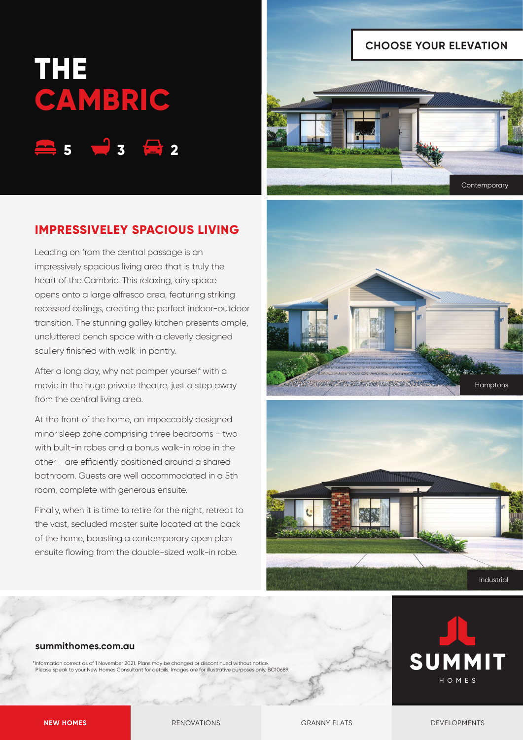# THE CAMBRIC

5 3 2

## CHOOSE YOUR ELEVATION

Contemporary

Hamptons

Industrial

## IMPRESSIVELEY SPACIOUS LIVING

Leading on from the central passage is an impressively spacious living area that is truly the heart of the Cambric. This relaxing, airy space opens onto a large alfresco area, featuring striking recessed ceilings, creating the perfect indoor-outdoor transition. The stunning galley kitchen presents ample, uncluttered bench space with a cleverly designed scullery finished with walk-in pantry.

After a long day, why not pamper yourself with a movie in the huge private theatre, just a step away from the central living area.

At the front of the home, an impeccably designed minor sleep zone comprising three bedrooms - two with built-in robes and a bonus walk-in robe in the other - are efficiently positioned around a shared bathroom. Guests are well accommodated in a 5th room, complete with generous ensuite.

Finally, when it is time to retire for the night, retreat to the vast, secluded master suite located at the back of the home, boasting a contemporary open plan ensuite flowing from the double-sized walk-in robe.

**summithomes.com.au**

*Information correct as of 1 November 2021. Plans may be changed or discontinued without notice. Please speak to your New Homes Consultant for details. Images are for illustrative purposes only. BC10689.

SUMMIT HOMES

NEW HOMES | RENOVATIONS | GRANNY FLATS | DEVELOPMENTS